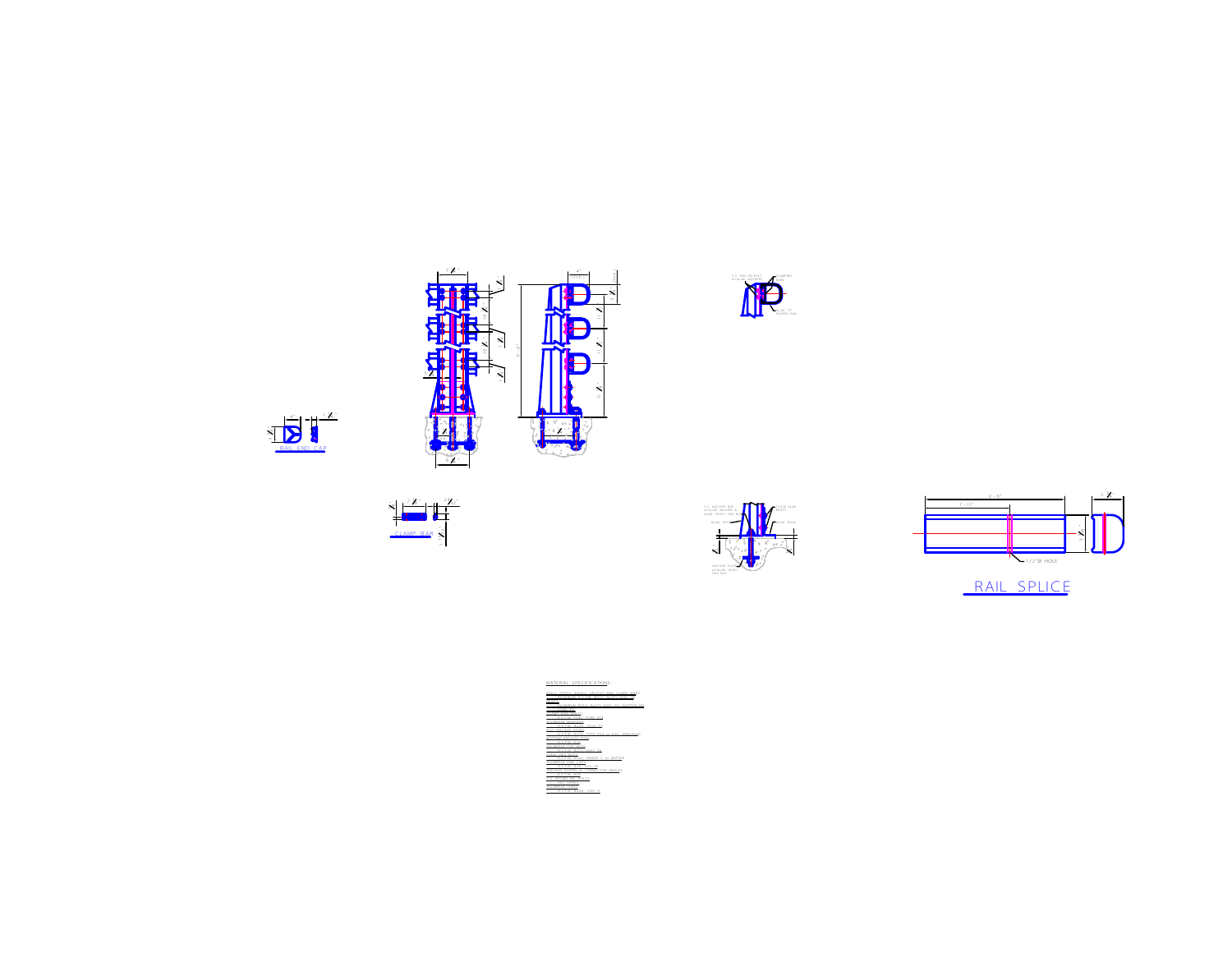RAIL END CAP

CLAMP BAR

RAIL SPLICE

1'-0"

1'-11"

1/2"Ø HOLE

MATERIAL SPECIFICATIONS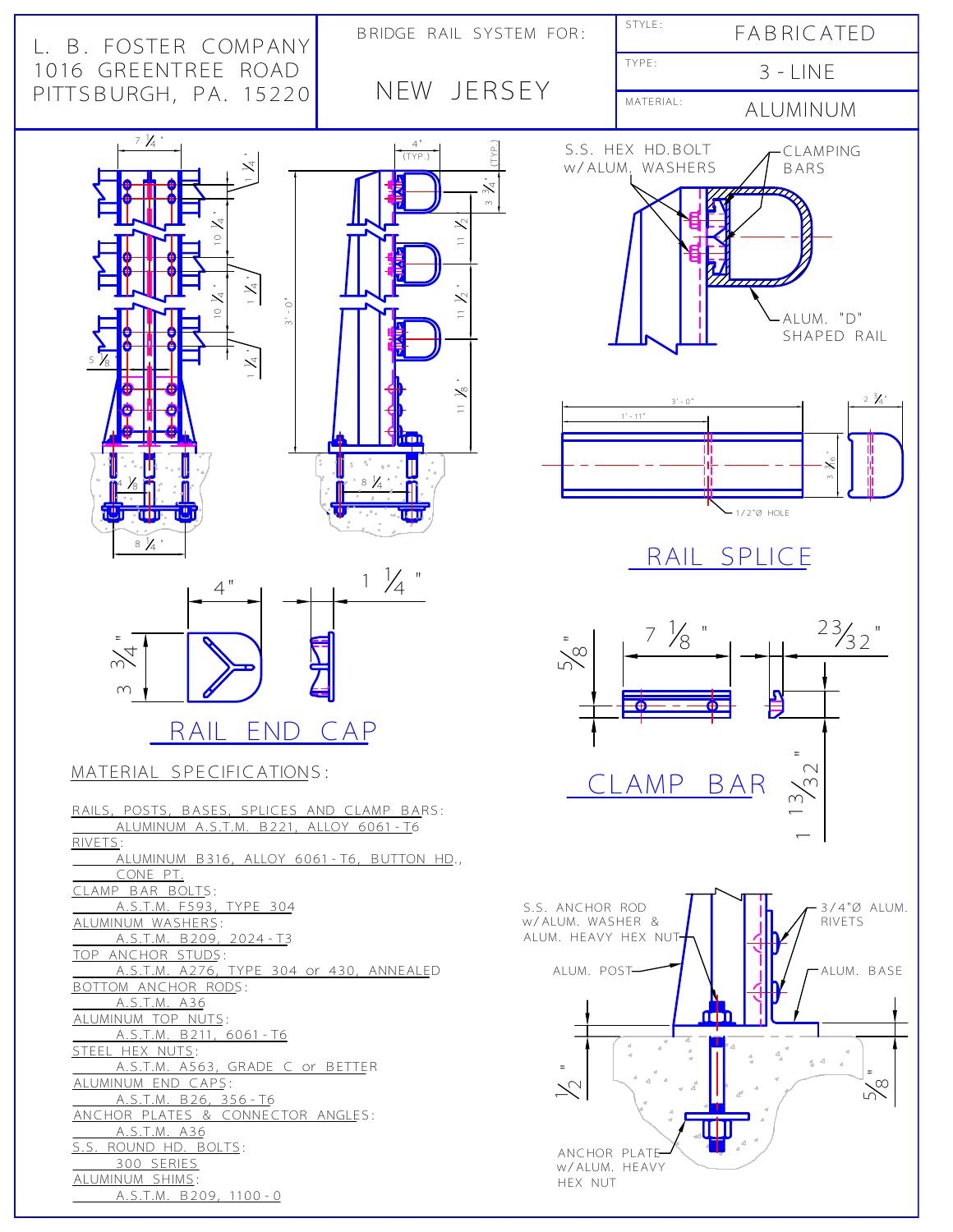| | |
|---|---|
| L. B. FOSTER COMPANY<br>1016 GREENTREE ROAD<br>PITTSBURGH, PA. 15220 | BRIDGE RAIL SYSTEM FOR:<br>NEW JERSEY |

| | |
|---|---|
| STYLE: | FABRICATED |
| TYPE: | 3 - LINE |
| MATERIAL: | ALUMINUM |

7 1/4"
1 1/4"
10 1/4"
1 1/4"
10 1/4"
1 1/4"
5/8
4 1/8
8 1/4"

4" (TYP.)
3 3/4" (TYP.)
3'-0"
11 1/2"
11 1/2"
11 1/8"
8 1/4

S.S. HEX HD.BOLT w/ALUM. WASHERS
CLAMPING BARS
ALUM. "D" SHAPED RAIL

3'-0"
1'-11"
2 3/4"
3 3/16
1/2"Ø HOLE

## RAIL SPLICE

4"
3 3/4"
1 1/4"

## RAIL END CAP

7 1/8"
5/8"
23/32"
1 13/32"

## CLAMP BAR

## MATERIAL SPECIFICATIONS:

RAILS, POSTS, BASES, SPLICES AND CLAMP BARS:
ALUMINUM A.S.T.M. B221, ALLOY 6061-T6

RIVETS:
ALUMINUM B316, ALLOY 6061-T6, BUTTON HD., CONE PT.

CLAMP BAR BOLTS:
A.S.T.M. F593, TYPE 304

ALUMINUM WASHERS:
A.S.T.M. B209, 2024-T3

TOP ANCHOR STUDS:
A.S.T.M. A276, TYPE 304 or 430, ANNEALED

BOTTOM ANCHOR RODS:
A.S.T.M. A36

ALUMINUM TOP NUTS:
A.S.T.M. B211, 6061-T6

STEEL HEX NUTS:
A.S.T.M. A563, GRADE C or BETTER

ALUMINUM END CAPS:
A.S.T.M. B26, 356-T6

ANCHOR PLATES & CONNECTOR ANGLES:
A.S.T.M. A36

S.S. ROUND HD. BOLTS:
300 SERIES

ALUMINUM SHIMS:
A.S.T.M. B209, 1100-0

S.S. ANCHOR ROD w/ALUM. WASHER & ALUM. HEAVY HEX NUT
ALUM. POST
3/4"Ø ALUM. RIVETS
ALUM. BASE
1/2"
5/8"
ANCHOR PLATE w/ALUM. HEAVY HEX NUT